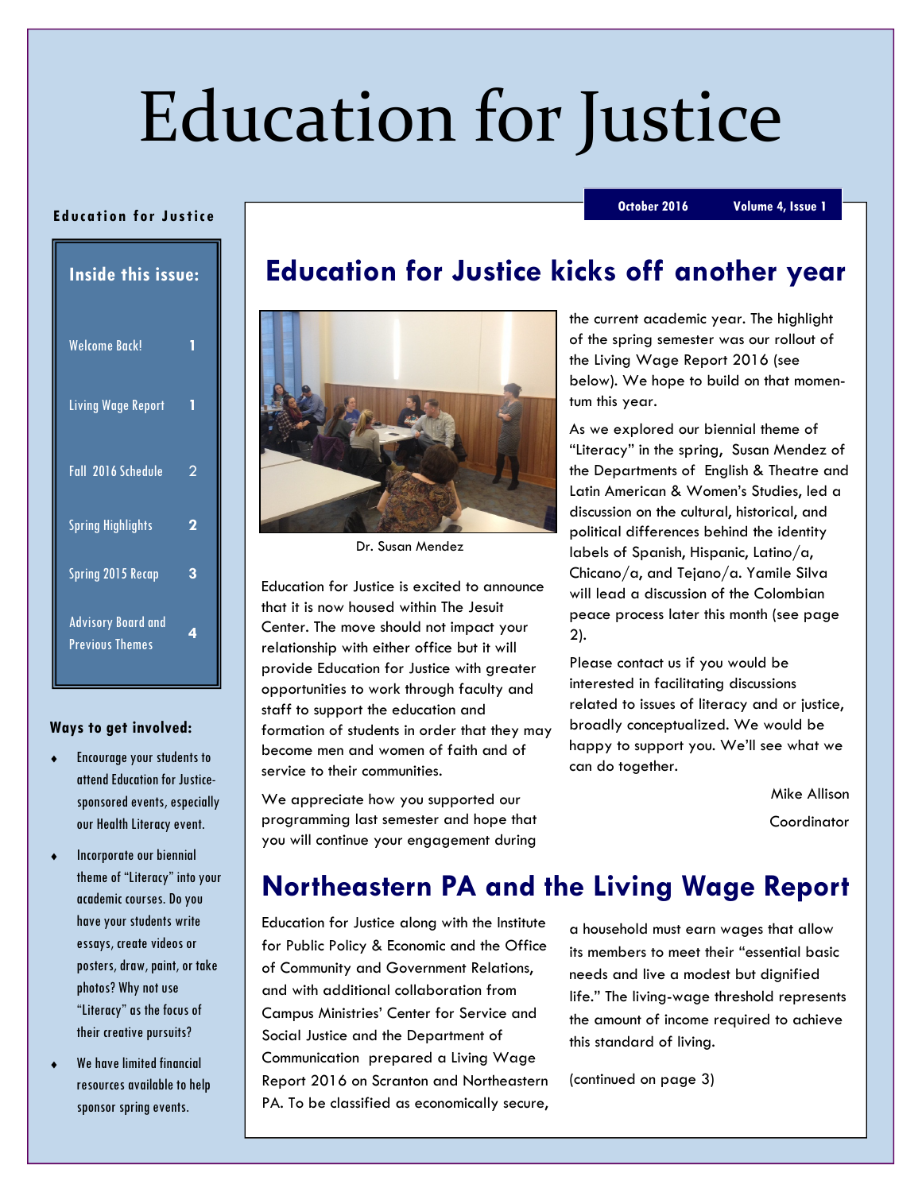# Education for Justice

October 2016 Volume 4, Issue 1

**Education for Justice**

**Inside this issue:**

| | |
|---|---|
| Welcome Back! | 1 |
| Living Wage Report | 1 |
| Fall 2016 Schedule | 2 |
| Spring Highlights | 2 |
| Spring 2015 Recap | 3 |
| Advisory Board and Previous Themes | 4 |

**Ways to get involved:**

- Encourage your students to attend Education for Justice-sponsored events, especially our Health Literacy event.
- Incorporate our biennial theme of "Literacy" into your academic courses. Do you have your students write essays, create videos or posters, draw, paint, or take photos? Why not use "Literacy" as the focus of their creative pursuits?
- We have limited financial resources available to help sponsor spring events.

## Education for Justice kicks off another year

Dr. Susan Mendez

Education for Justice is excited to announce that it is now housed within The Jesuit Center. The move should not impact your relationship with either office but it will provide Education for Justice with greater opportunities to work through faculty and staff to support the education and formation of students in order that they may become men and women of faith and of service to their communities.

We appreciate how you supported our programming last semester and hope that you will continue your engagement during the current academic year. The highlight of the spring semester was our rollout of the Living Wage Report 2016 (see below). We hope to build on that momentum this year.

As we explored our biennial theme of "Literacy" in the spring, Susan Mendez of the Departments of English & Theatre and Latin American & Women's Studies, led a discussion on the cultural, historical, and political differences behind the identity labels of Spanish, Hispanic, Latino/a, Chicano/a, and Tejano/a. Yamile Silva will lead a discussion of the Colombian peace process later this month (see page 2).

Please contact us if you would be interested in facilitating discussions related to issues of literacy and or justice, broadly conceptualized. We would be happy to support you. We'll see what we can do together.

Mike Allison

Coordinator

## Northeastern PA and the Living Wage Report

Education for Justice along with the Institute for Public Policy & Economic and the Office of Community and Government Relations, and with additional collaboration from Campus Ministries' Center for Service and Social Justice and the Department of Communication prepared a Living Wage Report 2016 on Scranton and Northeastern PA. To be classified as economically secure, a household must earn wages that allow its members to meet their "essential basic needs and live a modest but dignified life." The living-wage threshold represents the amount of income required to achieve this standard of living.

(continued on page 3)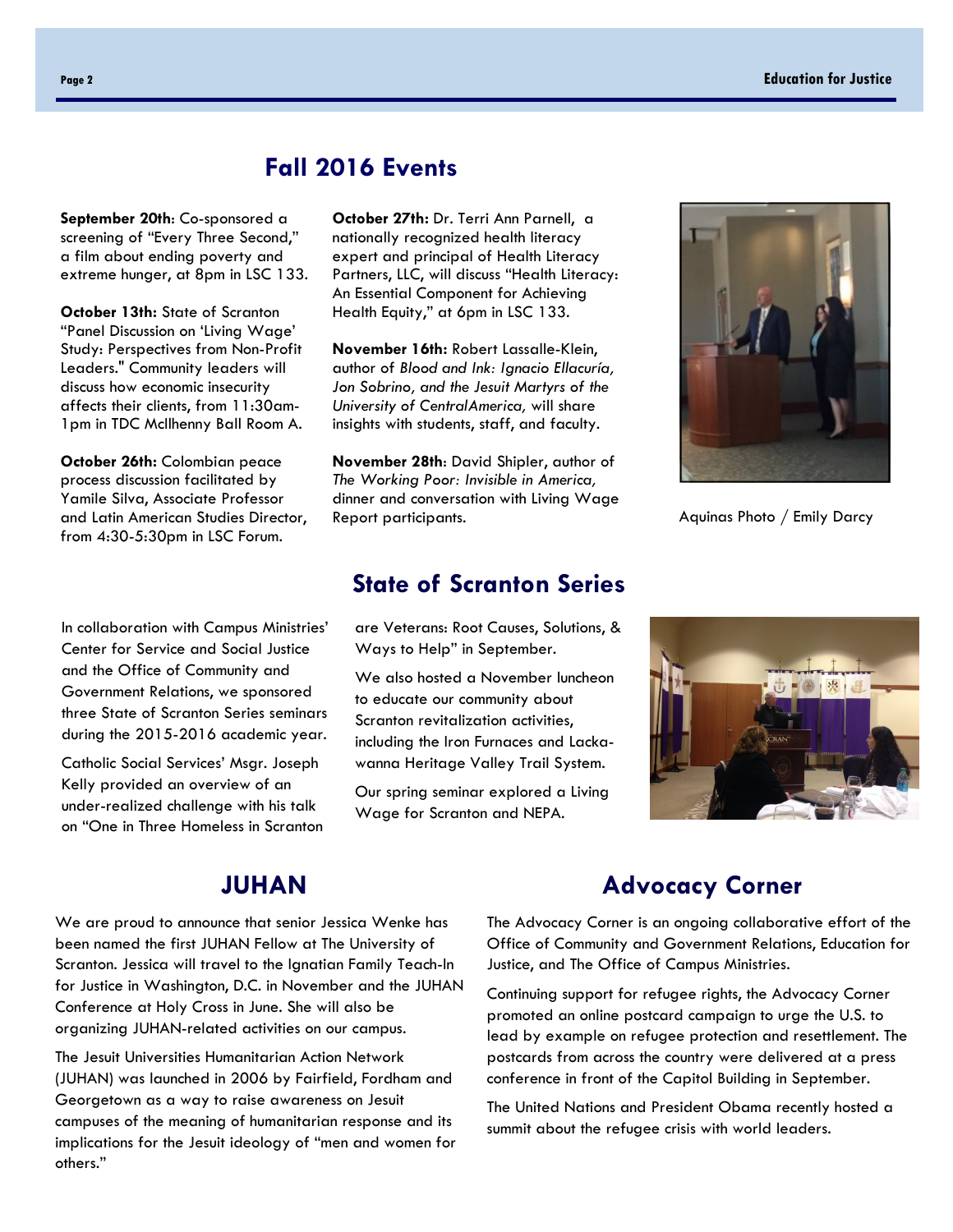## Fall 2016 Events

**September 20th**: Co-sponsored a screening of "Every Three Second," a film about ending poverty and extreme hunger, at 8pm in LSC 133.

**October 13th:** State of Scranton "Panel Discussion on 'Living Wage' Study: Perspectives from Non-Profit Leaders." Community leaders will discuss how economic insecurity affects their clients, from 11:30am-1pm in TDC McIlhenny Ball Room A.

**October 26th:** Colombian peace process discussion facilitated by Yamile Silva, Associate Professor and Latin American Studies Director, from 4:30-5:30pm in LSC Forum.

**October 27th:** Dr. Terri Ann Parnell, a nationally recognized health literacy expert and principal of Health Literacy Partners, LLC, will discuss "Health Literacy: An Essential Component for Achieving Health Equity," at 6pm in LSC 133.

**November 16th:** Robert Lassalle-Klein, author of *Blood and Ink: Ignacio Ellacuría, Jon Sobrino, and the Jesuit Martyrs of the University of CentralAmerica,* will share insights with students, staff, and faculty.

**November 28th**: David Shipler, author of *The Working Poor: Invisible in America,* dinner and conversation with Living Wage Report participants.

Aquinas Photo / Emily Darcy

## State of Scranton Series

In collaboration with Campus Ministries' Center for Service and Social Justice and the Office of Community and Government Relations, we sponsored three State of Scranton Series seminars during the 2015-2016 academic year.

Catholic Social Services' Msgr. Joseph Kelly provided an overview of an under-realized challenge with his talk on "One in Three Homeless in Scranton are Veterans: Root Causes, Solutions, & Ways to Help" in September.

We also hosted a November luncheon to educate our community about Scranton revitalization activities, including the Iron Furnaces and Lackawanna Heritage Valley Trail System.

Our spring seminar explored a Living Wage for Scranton and NEPA.

## JUHAN

We are proud to announce that senior Jessica Wenke has been named the first JUHAN Fellow at The University of Scranton. Jessica will travel to the Ignatian Family Teach-In for Justice in Washington, D.C. in November and the JUHAN Conference at Holy Cross in June. She will also be organizing JUHAN-related activities on our campus.

The Jesuit Universities Humanitarian Action Network (JUHAN) was launched in 2006 by Fairfield, Fordham and Georgetown as a way to raise awareness on Jesuit campuses of the meaning of humanitarian response and its implications for the Jesuit ideology of "men and women for others."

## Advocacy Corner

The Advocacy Corner is an ongoing collaborative effort of the Office of Community and Government Relations, Education for Justice, and The Office of Campus Ministries.

Continuing support for refugee rights, the Advocacy Corner promoted an online postcard campaign to urge the U.S. to lead by example on refugee protection and resettlement. The postcards from across the country were delivered at a press conference in front of the Capitol Building in September.

The United Nations and President Obama recently hosted a summit about the refugee crisis with world leaders.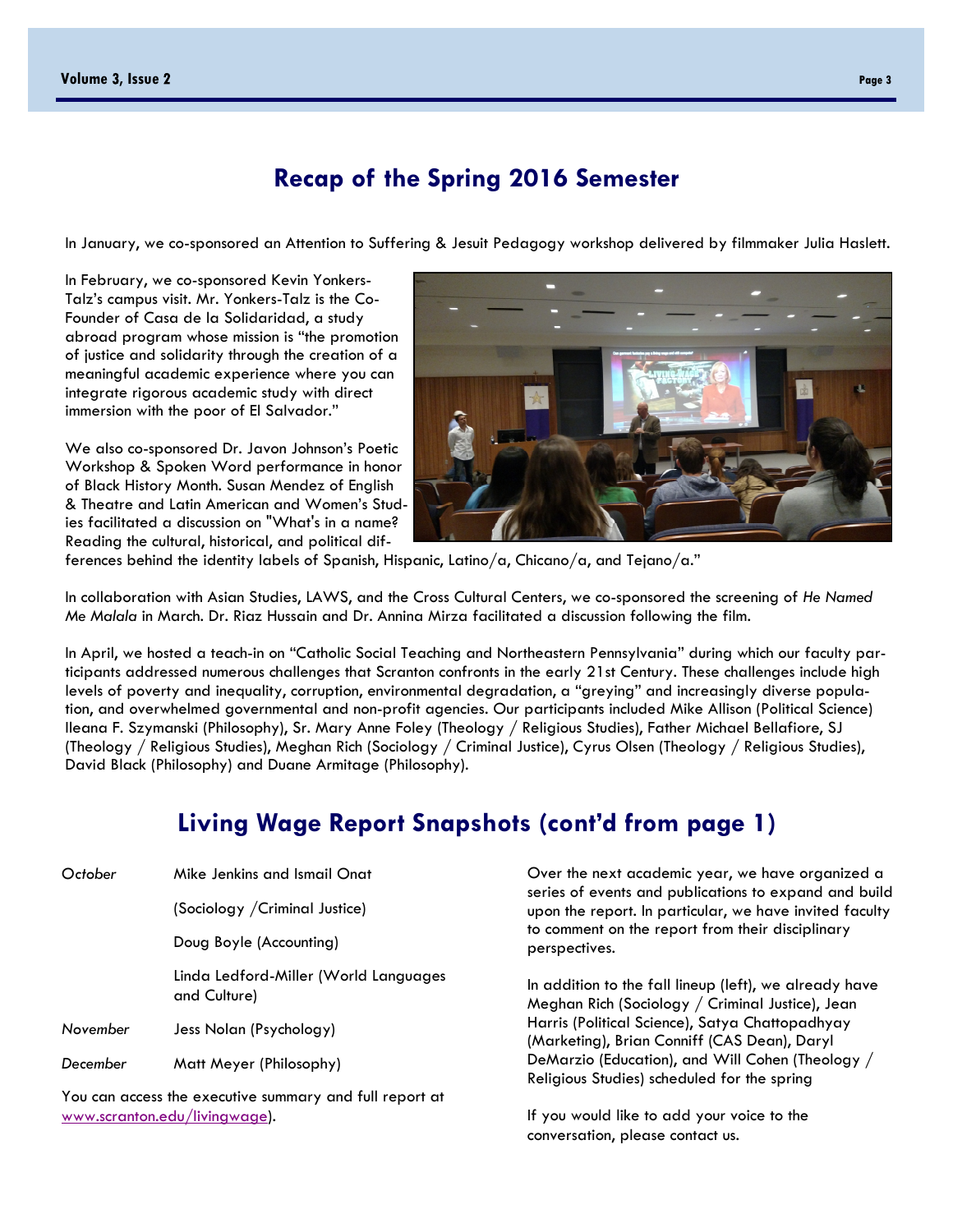## Recap of the Spring 2016 Semester

In January, we co-sponsored an Attention to Suffering & Jesuit Pedagogy workshop delivered by filmmaker Julia Haslett.

In February, we co-sponsored Kevin Yonkers-Talz's campus visit. Mr. Yonkers-Talz is the Co-Founder of Casa de la Solidaridad, a study abroad program whose mission is "the promotion of justice and solidarity through the creation of a meaningful academic experience where you can integrate rigorous academic study with direct immersion with the poor of El Salvador."

We also co-sponsored Dr. Javon Johnson's Poetic Workshop & Spoken Word performance in honor of Black History Month. Susan Mendez of English & Theatre and Latin American and Women's Studies facilitated a discussion on "What's in a name? Reading the cultural, historical, and political differences behind the identity labels of Spanish, Hispanic, Latino/a, Chicano/a, and Tejano/a."

In collaboration with Asian Studies, LAWS, and the Cross Cultural Centers, we co-sponsored the screening of *He Named Me Malala* in March. Dr. Riaz Hussain and Dr. Annina Mirza facilitated a discussion following the film.

In April, we hosted a teach-in on "Catholic Social Teaching and Northeastern Pennsylvania" during which our faculty participants addressed numerous challenges that Scranton confronts in the early 21st Century. These challenges include high levels of poverty and inequality, corruption, environmental degradation, a "greying" and increasingly diverse population, and overwhelmed governmental and non-profit agencies. Our participants included Mike Allison (Political Science) Ileana F. Szymanski (Philosophy), Sr. Mary Anne Foley (Theology / Religious Studies), Father Michael Bellafiore, SJ (Theology / Religious Studies), Meghan Rich (Sociology / Criminal Justice), Cyrus Olsen (Theology / Religious Studies), David Black (Philosophy) and Duane Armitage (Philosophy).

## Living Wage Report Snapshots (cont'd from page 1)

| | |
|---|---|
| *October* | Mike Jenkins and Ismail Onat |
| | (Sociology /Criminal Justice) |
| | Doug Boyle (Accounting) |
| | Linda Ledford-Miller (World Languages and Culture) |
| *November* | Jess Nolan (Psychology) |
| *December* | Matt Meyer (Philosophy) |

You can access the executive summary and full report at www.scranton.edu/livingwage).

Over the next academic year, we have organized a series of events and publications to expand and build upon the report. In particular, we have invited faculty to comment on the report from their disciplinary perspectives.

In addition to the fall lineup (left), we already have Meghan Rich (Sociology / Criminal Justice), Jean Harris (Political Science), Satya Chattopadhyay (Marketing), Brian Conniff (CAS Dean), Daryl DeMarzio (Education), and Will Cohen (Theology / Religious Studies) scheduled for the spring

If you would like to add your voice to the conversation, please contact us.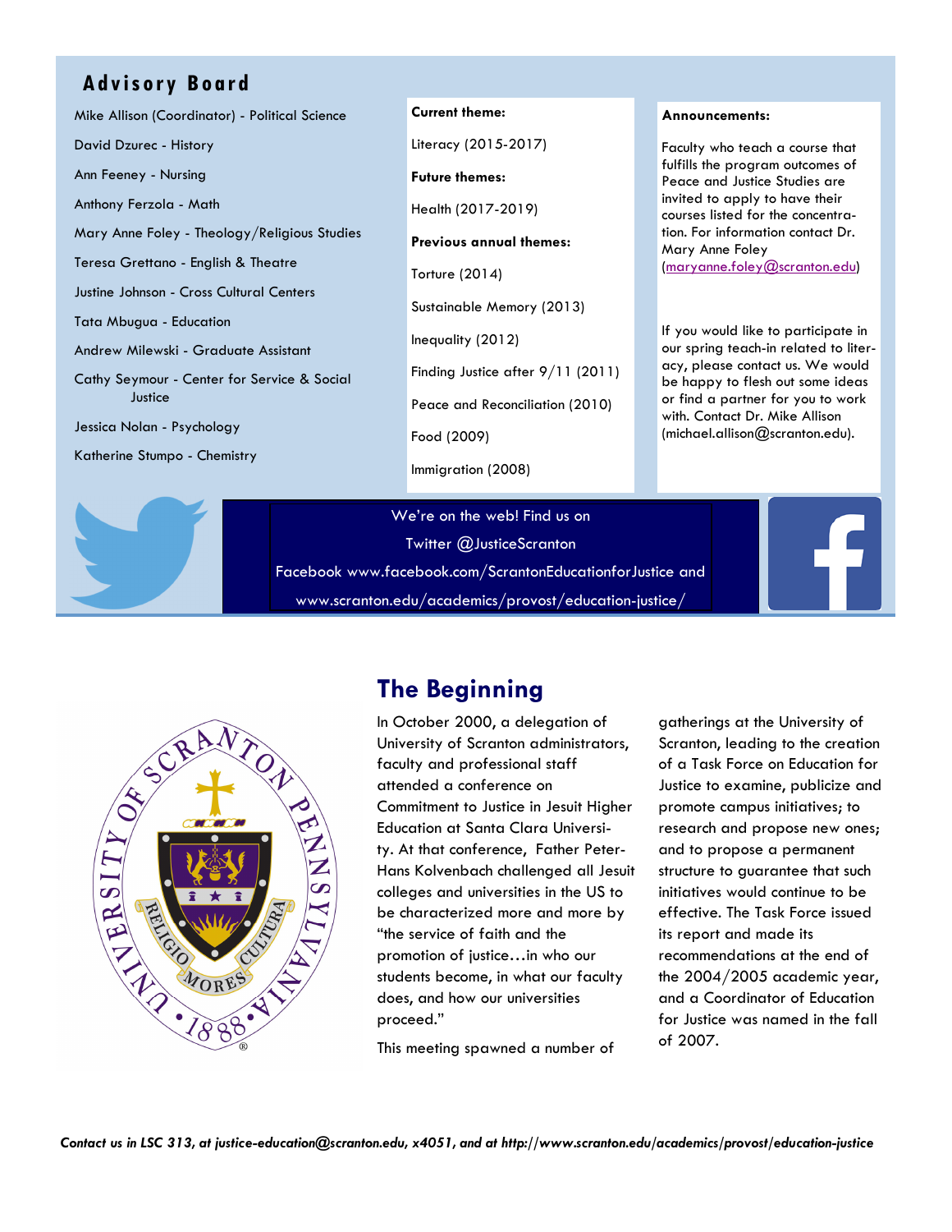## Advisory Board

Mike Allison (Coordinator) - Political Science

David Dzurec - History

Ann Feeney - Nursing

Anthony Ferzola - Math

Mary Anne Foley - Theology/Religious Studies

Teresa Grettano - English & Theatre

Justine Johnson - Cross Cultural Centers

Tata Mbugua - Education

Andrew Milewski - Graduate Assistant

Cathy Seymour - Center for Service & Social Justice

Jessica Nolan - Psychology

Katherine Stumpo - Chemistry

**Current theme:**

Literacy (2015-2017)

**Future themes:**

Health (2017-2019)

**Previous annual themes:**

Torture (2014)

Sustainable Memory (2013)

Inequality (2012)

Finding Justice after 9/11 (2011)

Peace and Reconciliation (2010)

Food (2009)

Immigration (2008)

**Announcements:**

Faculty who teach a course that fulfills the program outcomes of Peace and Justice Studies are invited to apply to have their courses listed for the concentration. For information contact Dr. Mary Anne Foley (maryanne.foley@scranton.edu)

If you would like to participate in our spring teach-in related to literacy, please contact us. We would be happy to flesh out some ideas or find a partner for you to work with. Contact Dr. Mike Allison (michael.allison@scranton.edu).

We're on the web! Find us on
Twitter @JusticeScranton
Facebook www.facebook.com/ScrantonEducationforJustice and
www.scranton.edu/academics/provost/education-justice/

## The Beginning

In October 2000, a delegation of University of Scranton administrators, faculty and professional staff attended a conference on Commitment to Justice in Jesuit Higher Education at Santa Clara University. At that conference, Father Peter-Hans Kolvenbach challenged all Jesuit colleges and universities in the US to be characterized more and more by "the service of faith and the promotion of justice…in who our students become, in what our faculty does, and how our universities proceed."

This meeting spawned a number of gatherings at the University of Scranton, leading to the creation of a Task Force on Education for Justice to examine, publicize and promote campus initiatives; to research and propose new ones; and to propose a permanent structure to guarantee that such initiatives would continue to be effective. The Task Force issued its report and made its recommendations at the end of the 2004/2005 academic year, and a Coordinator of Education for Justice was named in the fall of 2007.

*Contact us in LSC 313, at justice-education@scranton.edu, x4051, and at http://www.scranton.edu/academics/provost/education-justice*